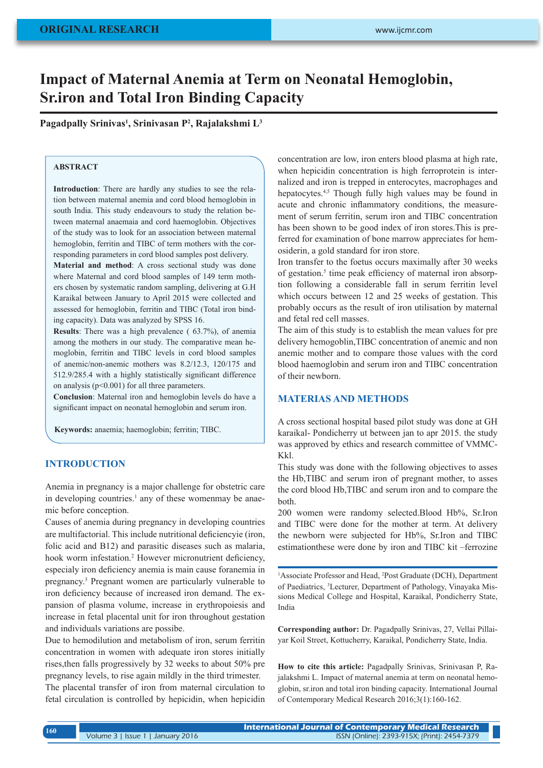ORIGINAL RESEARCH

# Impact of Maternal Anemia at Term on Neonatal Hemoglobin, Sr.iron and Total Iron Binding Capacity

**Pagadpally Srinivas[1], Srinivasan P[2], Rajalakshmi L[3]**

## ABSTRACT

**Introduction**: There are hardly any studies to see the relation between maternal anemia and cord blood hemoglobin in south India. This study endeavours to study the relation between maternal anaemaia and cord haemoglobin. Objectives of the study was to look for an association between maternal hemoglobin, ferritin and TIBC of term mothers with the corresponding parameters in cord blood samples post delivery.
**Material and method**: A cross sectional study was done where Maternal and cord blood samples of 149 term mothers chosen by systematic random sampling, delivering at G.H Karaikal between January to April 2015 were collected and assessed for hemoglobin, ferritin and TIBC (Total iron binding capacity). Data was analyzed by SPSS 16.
**Results**: There was a high prevalence ( 63.7%), of anemia among the mothers in our study. The comparative mean hemoglobin, ferritin and TIBC levels in cord blood samples of anemic/non-anemic mothers was 8.2/12.3, 120/175 and 512.9/285.4 with a highly statistically significant difference on analysis ($p<0.001$) for all three parameters.
**Conclusion**: Maternal iron and hemoglobin levels do have a significant impact on neonatal hemoglobin and serum iron.

**Keywords:** anaemia; haemoglobin; ferritin; TIBC.

## INTRODUCTION

Anemia in pregnancy is a major challenge for obstetric care in developing countries.[1] any of these womenmay be anaemic before conception.

Causes of anemia during pregnancy in developing countries are multifactorial. This include nutritional deficiencyie (iron, folic acid and B12) and parasitic diseases such as malaria, hook worm infestation.[2] However micronutrient deficiency, especialy iron deficiency anemia is main cause foranemia in pregnancy.[3] Pregnant women are particularly vulnerable to iron deficiency because of increased iron demand. The expansion of plasma volume, increase in erythropoiesis and increase in fetal placental unit for iron throughout gestation and individuals variations are possibe.

Due to hemodilution and metabolism of iron, serum ferritin concentration in women with adequate iron stores initially rises,then falls progressively by 32 weeks to about 50% pre pregnancy levels, to rise again mildly in the third trimester.

The placental transfer of iron from maternal circulation to fetal circulation is controlled by hepicidin, when hepicidin concentration are low, iron enters blood plasma at high rate, when hepicidin concentration is high ferroprotein is internalized and iron is trepped in enterocytes, macrophages and hepatocytes.[4,5] Though fully high values may be found in acute and chronic inflammatory conditions, the measurement of serum ferritin, serum iron and TIBC concentration has been shown to be good index of iron stores.This is preferred for examination of bone marrow appreciates for hemosiderin, a gold standard for iron store.

Iron transfer to the foetus occurs maximally after 30 weeks of gestation.[5] time peak efficiency of maternal iron absorption following a considerable fall in serum ferritin level which occurs between 12 and 25 weeks of gestation. This probably occurs as the result of iron utilisation by maternal and fetal red cell masses.

The aim of this study is to establish the mean values for pre delivery hemogoblin,TIBC concentration of anemic and non anemic mother and to compare those values with the cord blood haemoglobin and serum iron and TIBC concentration of their newborn.

## MATERIAS AND METHODS

A cross sectional hospital based pilot study was done at GH karaikal- Pondicherry ut between jan to apr 2015. the study was approved by ethics and research committee of VMMC-Kkl.

This study was done with the following objectives to asses the Hb,TIBC and serum iron of pregnant mother, to asses the cord blood Hb,TIBC and serum iron and to compare the both.

200 women were randomy selected.Blood Hb%, Sr.Iron and TIBC were done for the mother at term. At delivery the newborn were subjected for Hb%, Sr.Iron and TIBC estimationthese were done by iron and TIBC kit –ferrozine

[1]Associate Professor and Head, [2]Post Graduate (DCH), Department of Paediatrics, [3]Lecturer, Department of Pathology, Vinayaka Missions Medical College and Hospital, Karaikal, Pondicherry State, India

**Corresponding author:** Dr. Pagadpally Srinivas, 27, Vellai Pillaiyar Koil Street, Kottucherry, Karaikal, Pondicherry State, India.

**How to cite this article:** Pagadpally Srinivas, Srinivasan P, Rajalakshmi L. Impact of maternal anemia at term on neonatal hemoglobin, sr.iron and total iron binding capacity. International Journal of Contemporary Medical Research 2016;3(1):160-162.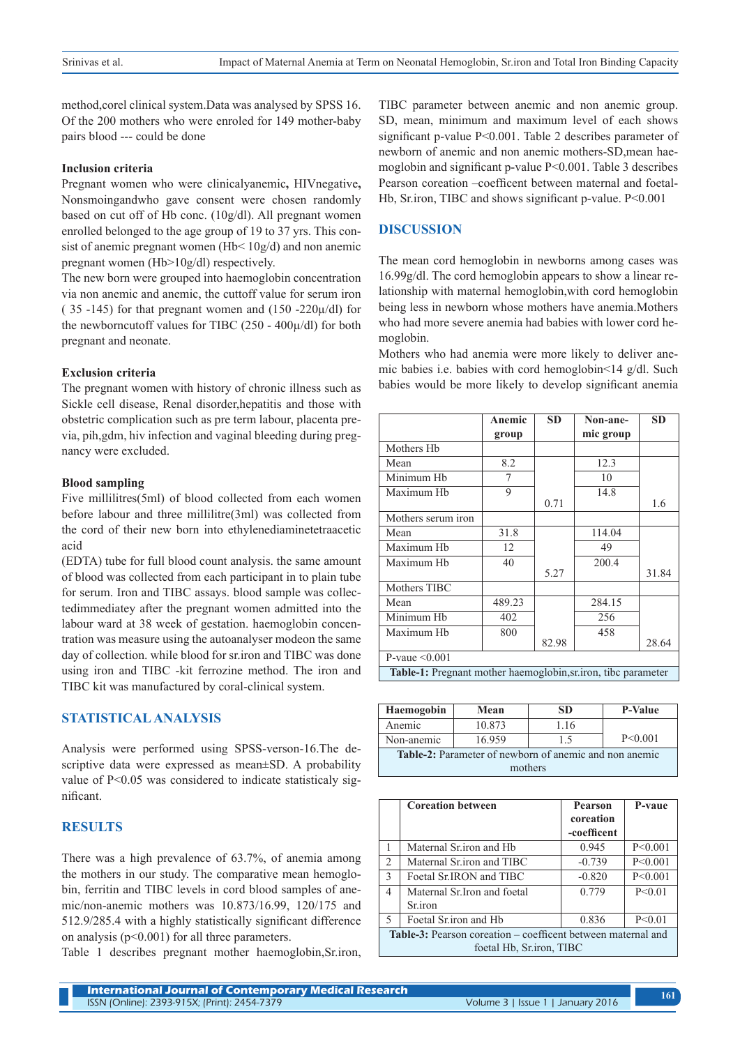method,corel clinical system.Data was analysed by SPSS 16. Of the 200 mothers who were enroled for 149 mother-baby pairs blood --- could be done

### Inclusion criteria

Pregnant women who were clinicalyanemic**,** HIVnegative**,** Nonsmoingandwho gave consent were chosen randomly based on cut off of Hb conc. (10g/dl). All pregnant women enrolled belonged to the age group of 19 to 37 yrs. This consist of anemic pregnant women (Hb< 10g/d) and non anemic pregnant women (Hb>10g/dl) respectively.

The new born were grouped into haemoglobin concentration via non anemic and anemic, the cuttoff value for serum iron ( 35 -145) for that pregnant women and (150 -220µ/dl) for the newborncutoff values for TIBC (250 - 400µ/dl) for both pregnant and neonate.

### Exclusion criteria

The pregnant women with history of chronic illness such as Sickle cell disease, Renal disorder,hepatitis and those with obstetric complication such as pre term labour, placenta previa, pih,gdm, hiv infection and vaginal bleeding during pregnancy were excluded.

### Blood sampling

Five millilitres(5ml) of blood collected from each women before labour and three millilitre(3ml) was collected from the cord of their new born into ethylenediaminetetraacetic acid

(EDTA) tube for full blood count analysis. the same amount of blood was collected from each participant in to plain tube for serum. Iron and TIBC assays. blood sample was collectedimmediatey after the pregnant women admitted into the labour ward at 38 week of gestation. haemoglobin concentration was measure using the autoanalyser modeon the same day of collection. while blood for sr.iron and TIBC was done using iron and TIBC -kit ferrozine method. The iron and TIBC kit was manufactured by coral-clinical system.

## STATISTICAL ANALYSIS

Analysis were performed using SPSS-verson-16.The descriptive data were expressed as mean±SD. A probability value of P<0.05 was considered to indicate statisticaly significant.

## RESULTS

There was a high prevalence of 63.7%, of anemia among the mothers in our study. The comparative mean hemoglobin, ferritin and TIBC levels in cord blood samples of anemic/non-anemic mothers was 10.873/16.99, 120/175 and 512.9/285.4 with a highly statistically significant difference on analysis (p<0.001) for all three parameters.

Table 1 describes pregnant mother haemoglobin,Sr.iron, TIBC parameter between anemic and non anemic group. SD, mean, minimum and maximum level of each shows significant p-value P<0.001. Table 2 describes parameter of newborn of anemic and non anemic mothers-SD,mean haemoglobin and significant p-value P<0.001. Table 3 describes Pearson coreation –coefficent between maternal and foetal-Hb, Sr.iron, TIBC and shows significant p-value. P<0.001

## DISCUSSION

The mean cord hemoglobin in newborns among cases was 16.99g/dl. The cord hemoglobin appears to show a linear relationship with maternal hemoglobin,with cord hemoglobin being less in newborn whose mothers have anemia.Mothers who had more severe anemia had babies with lower cord hemoglobin.

Mothers who had anemia were more likely to deliver anemic babies i.e. babies with cord hemoglobin<14 g/dl. Such babies would be more likely to develop significant anemia

| | Anemic group | SD | Non-anemic group | SD |
|---|---|---|---|---|
| Mothers Hb | | | | |
| Mean | 8.2 | | 12.3 | |
| Minimum Hb | 7 | | 10 | |
| Maximum Hb | 9 | 0.71 | 14.8 | 1.6 |
| Mothers serum iron | | | | |
| Mean | 31.8 | | 114.04 | |
| Maximum Hb | 12 | | 49 | |
| Maximum Hb | 40 | 5.27 | 200.4 | 31.84 |
| Mothers TIBC | | | | |
| Mean | 489.23 | | 284.15 | |
| Minimum Hb | 402 | | 256 | |
| Maximum Hb | 800 | 82.98 | 458 | 28.64 |
| P-vaue <0.001 | | | | |

**Table-1:** Pregnant mother haemoglobin,sr.iron, tibc parameter

| Haemogobin | Mean | SD | P-Value |
|---|---|---|---|
| Anemic | 10.873 | 1.16 | |
| Non-anemic | 16.959 | 1.5 | P<0.001 |

**Table-2:** Parameter of newborn of anemic and non anemic mothers

| | Coreation between | Pearson coreation -coefficent | P-vaue |
|---|---|---|---|
| 1 | Maternal Sr.iron and Hb | 0.945 | P<0.001 |
| 2 | Maternal Sr.iron and TIBC | -0.739 | P<0.001 |
| 3 | Foetal Sr.IRON and TIBC | -0.820 | P<0.001 |
| 4 | Maternal Sr.Iron and foetal Sr.iron | 0.779 | P<0.01 |
| 5 | Foetal Sr.iron and Hb | 0.836 | P<0.01 |

**Table-3:** Pearson coreation – coefficent between maternal and foetal Hb, Sr.iron, TIBC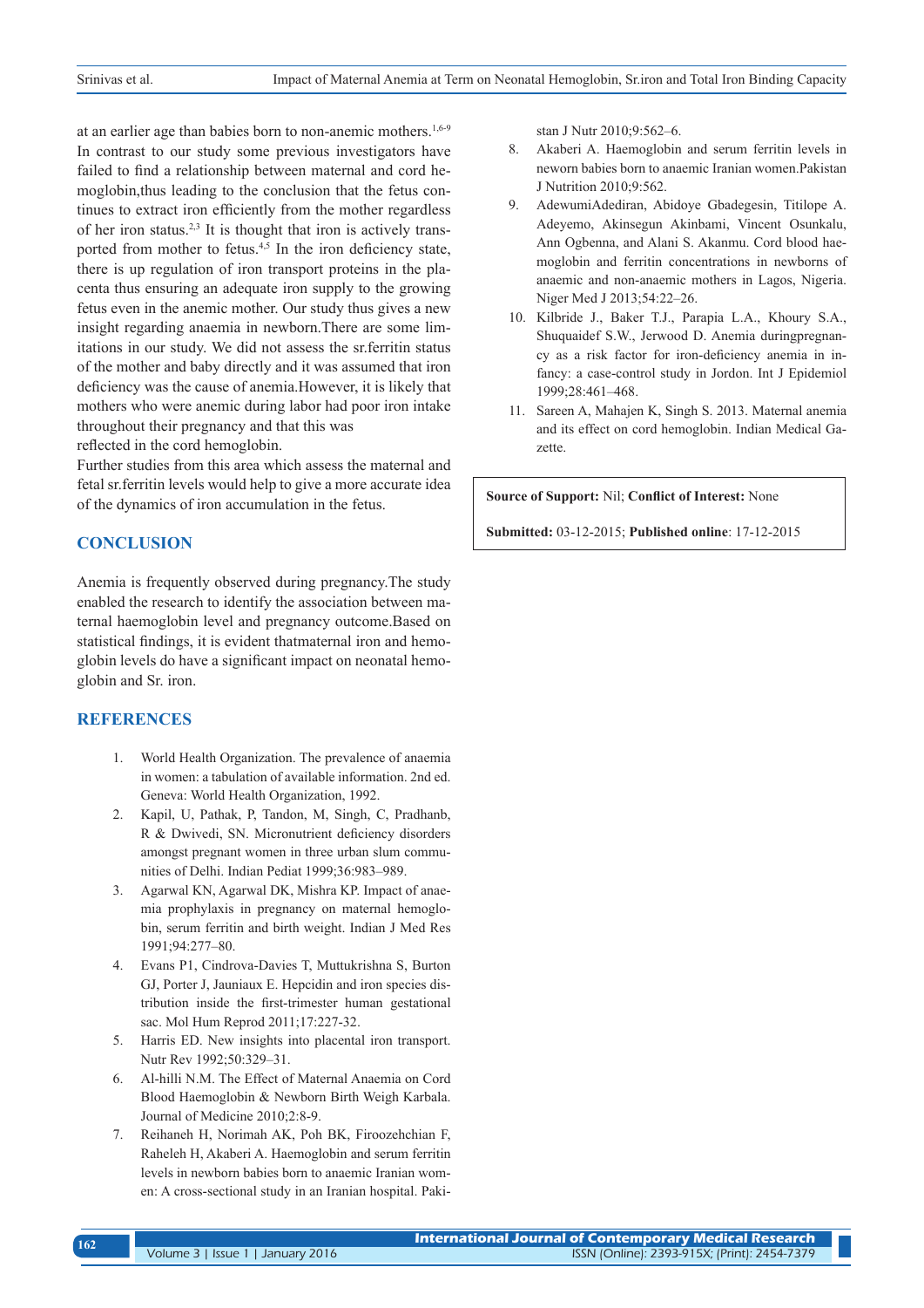at an earlier age than babies born to non-anemic mothers.[1,6-9] In contrast to our study some previous investigators have failed to find a relationship between maternal and cord hemoglobin,thus leading to the conclusion that the fetus continues to extract iron efficiently from the mother regardless of her iron status.[2,3] It is thought that iron is actively transported from mother to fetus.[4,5] In the iron deficiency state, there is up regulation of iron transport proteins in the placenta thus ensuring an adequate iron supply to the growing fetus even in the anemic mother. Our study thus gives a new insight regarding anaemia in newborn.There are some limitations in our study. We did not assess the sr.ferritin status of the mother and baby directly and it was assumed that iron deficiency was the cause of anemia.However, it is likely that mothers who were anemic during labor had poor iron intake throughout their pregnancy and that this was
reflected in the cord hemoglobin.
Further studies from this area which assess the maternal and fetal sr.ferritin levels would help to give a more accurate idea of the dynamics of iron accumulation in the fetus.

## CONCLUSION

Anemia is frequently observed during pregnancy.The study enabled the research to identify the association between maternal haemoglobin level and pregnancy outcome.Based on statistical findings, it is evident thatmaternal iron and hemoglobin levels do have a significant impact on neonatal hemoglobin and Sr. iron.

## REFERENCES

1. World Health Organization. The prevalence of anaemia in women: a tabulation of available information. 2nd ed. Geneva: World Health Organization, 1992.
2. Kapil, U, Pathak, P, Tandon, M, Singh, C, Pradhanb, R & Dwivedi, SN. Micronutrient deficiency disorders amongst pregnant women in three urban slum communities of Delhi. Indian Pediat 1999;36:983–989.
3. Agarwal KN, Agarwal DK, Mishra KP. Impact of anaemia prophylaxis in pregnancy on maternal hemoglobin, serum ferritin and birth weight. Indian J Med Res 1991;94:277–80.
4. Evans P1, Cindrova-Davies T, Muttukrishna S, Burton GJ, Porter J, Jauniaux E. Hepcidin and iron species distribution inside the first-trimester human gestational sac. Mol Hum Reprod 2011;17:227-32.
5. Harris ED. New insights into placental iron transport. Nutr Rev 1992;50:329–31.
6. Al-hilli N.M. The Effect of Maternal Anaemia on Cord Blood Haemoglobin & Newborn Birth Weigh Karbala. Journal of Medicine 2010;2:8-9.
7. Reihaneh H, Norimah AK, Poh BK, Firoozehchian F, Raheleh H, Akaberi A. Haemoglobin and serum ferritin levels in newborn babies born to anaemic Iranian women: A cross-sectional study in an Iranian hospital. Pakistan J Nutr 2010;9:562–6.
8. Akaberi A. Haemoglobin and serum ferritin levels in neworn babies born to anaemic Iranian women.Pakistan J Nutrition 2010;9:562.
9. AdewumiAdediran, Abidoye Gbadegesin, Titilope A. Adeyemo, Akinsegun Akinbami, Vincent Osunkalu, Ann Ogbenna, and Alani S. Akanmu. Cord blood haemoglobin and ferritin concentrations in newborns of anaemic and non-anaemic mothers in Lagos, Nigeria. Niger Med J 2013;54:22–26.
10. Kilbride J., Baker T.J., Parapia L.A., Khoury S.A., Shuquaidef S.W., Jerwood D. Anemia duringpregnancy as a risk factor for iron-deficiency anemia in infancy: a case-control study in Jordon. Int J Epidemiol 1999;28:461–468.
11. Sareen A, Mahajen K, Singh S. 2013. Maternal anemia and its effect on cord hemoglobin. Indian Medical Gazette.

**Source of Support:** Nil; **Conflict of Interest:** None

**Submitted:** 03-12-2015; **Published online**: 17-12-2015